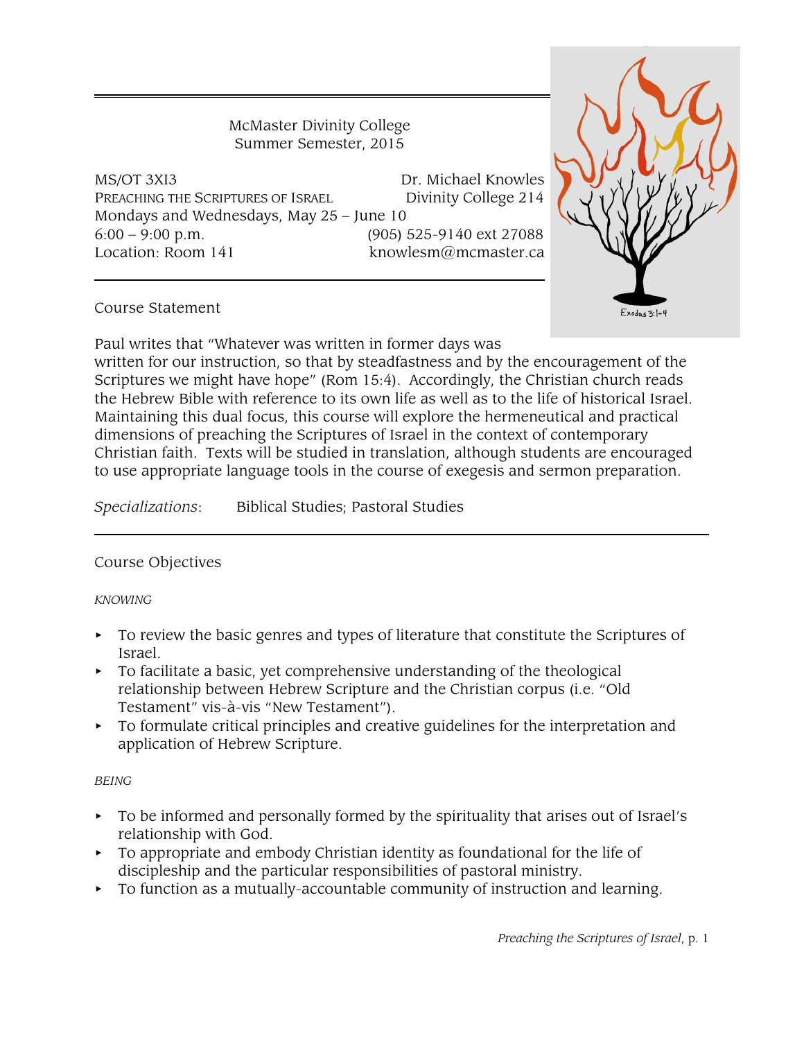McMaster Divinity College
Summer Semester, 2015

MS/OT 3XI3
PREACHING THE SCRIPTURES OF ISRAEL
Mondays and Wednesdays, May 25 – June 10
6:00 – 9:00 p.m.
Location: Room 141

Dr. Michael Knowles
Divinity College 214
(905) 525-9140 ext 27088
knowlesm@mcmaster.ca

Exodus 3:1–4

## Course Statement

Paul writes that "Whatever was written in former days was written for our instruction, so that by steadfastness and by the encouragement of the Scriptures we might have hope" (Rom 15:4). Accordingly, the Christian church reads the Hebrew Bible with reference to its own life as well as to the life of historical Israel. Maintaining this dual focus, this course will explore the hermeneutical and practical dimensions of preaching the Scriptures of Israel in the context of contemporary Christian faith. Texts will be studied in translation, although students are encouraged to use appropriate language tools in the course of exegesis and sermon preparation.

*Specializations*: Biblical Studies; Pastoral Studies

## Course Objectives

*KNOWING*

- To review the basic genres and types of literature that constitute the Scriptures of Israel.
- To facilitate a basic, yet comprehensive understanding of the theological relationship between Hebrew Scripture and the Christian corpus (i.e. "Old Testament" vis-à-vis "New Testament").
- To formulate critical principles and creative guidelines for the interpretation and application of Hebrew Scripture.

*BEING*

- To be informed and personally formed by the spirituality that arises out of Israel's relationship with God.
- To appropriate and embody Christian identity as foundational for the life of discipleship and the particular responsibilities of pastoral ministry.
- To function as a mutually-accountable community of instruction and learning.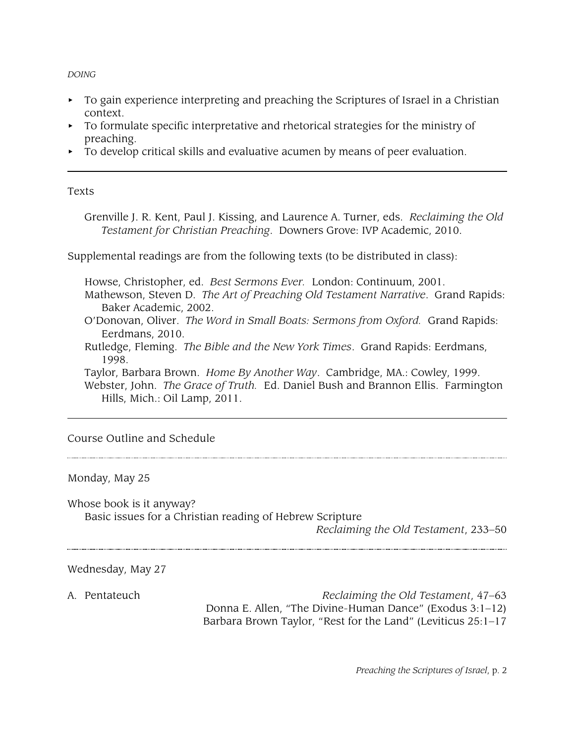*DOING*

- To gain experience interpreting and preaching the Scriptures of Israel in a Christian context.
- To formulate specific interpretative and rhetorical strategies for the ministry of preaching.
- To develop critical skills and evaluative acumen by means of peer evaluation.

---

## Texts

Grenville J. R. Kent, Paul J. Kissing, and Laurence A. Turner, eds. *Reclaiming the Old Testament for Christian Preaching*. Downers Grove: IVP Academic, 2010.

Supplemental readings are from the following texts (to be distributed in class):

Howse, Christopher, ed. *Best Sermons Ever.* London: Continuum, 2001.
Mathewson, Steven D. *The Art of Preaching Old Testament Narrative*. Grand Rapids: Baker Academic, 2002.
O'Donovan, Oliver. *The Word in Small Boats: Sermons from Oxford.* Grand Rapids: Eerdmans, 2010.
Rutledge, Fleming. *The Bible and the New York Times*. Grand Rapids: Eerdmans, 1998.
Taylor, Barbara Brown. *Home By Another Way*. Cambridge, MA.: Cowley, 1999.
Webster, John. *The Grace of Truth.* Ed. Daniel Bush and Brannon Ellis. Farmington Hills, Mich.: Oil Lamp, 2011.

---

## Course Outline and Schedule

---

Monday, May 25

Whose book is it anyway?
Basic issues for a Christian reading of Hebrew Scripture
*Reclaiming the Old Testament*, 233–50

---

Wednesday, May 27

A. Pentateuch — *Reclaiming the Old Testament*, 47–63
Donna E. Allen, "The Divine-Human Dance" (Exodus 3:1–12)
Barbara Brown Taylor, "Rest for the Land" (Leviticus 25:1–17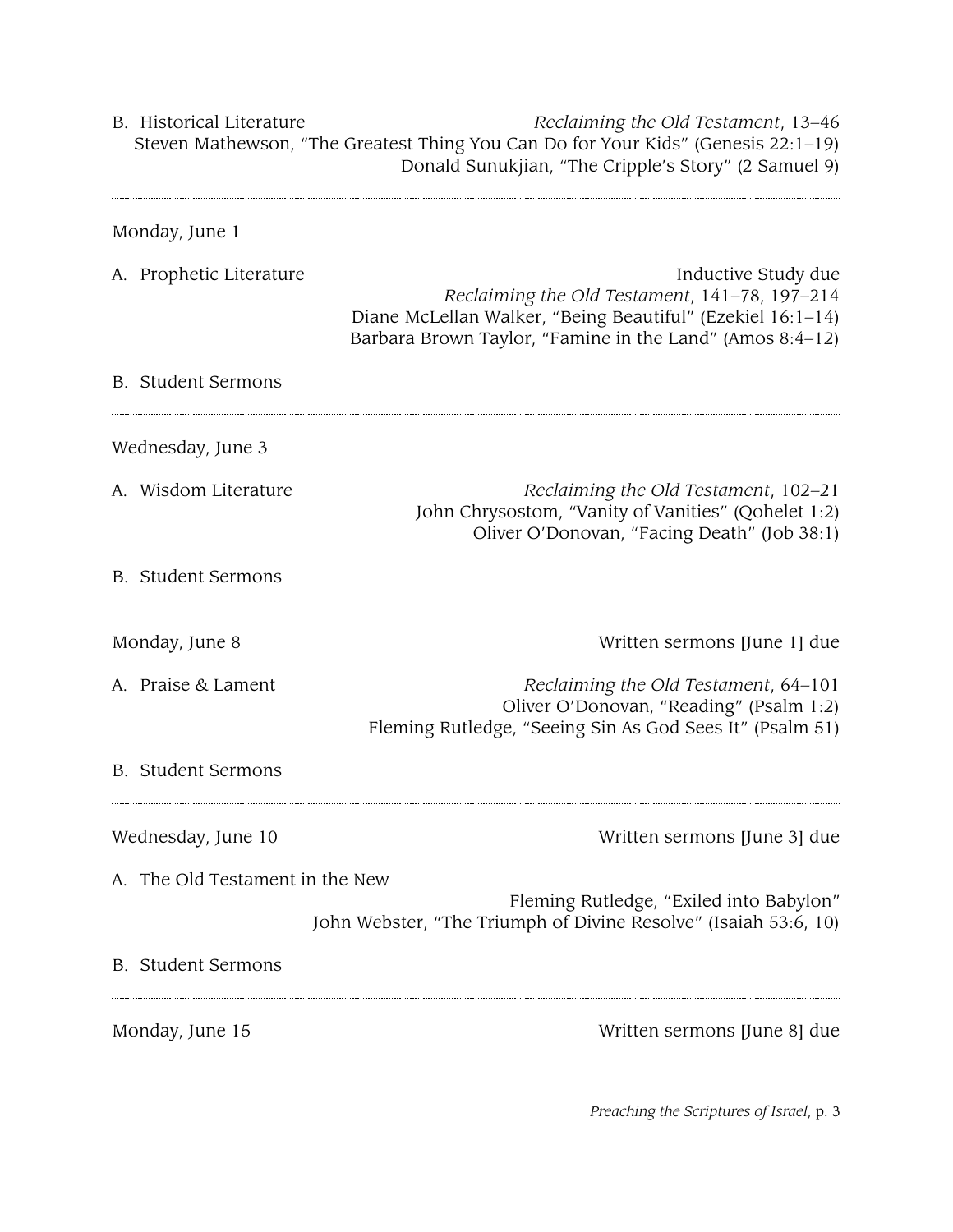B. Historical Literature — *Reclaiming the Old Testament*, 13–46

Steven Mathewson, "The Greatest Thing You Can Do for Your Kids" (Genesis 22:1–19)

Donald Sunukjian, "The Cripple's Story" (2 Samuel 9)

---

Monday, June 1

A. Prophetic Literature — Inductive Study due

*Reclaiming the Old Testament*, 141–78, 197–214

Diane McLellan Walker, "Being Beautiful" (Ezekiel 16:1–14)

Barbara Brown Taylor, "Famine in the Land" (Amos 8:4–12)

B. Student Sermons

---

Wednesday, June 3

A. Wisdom Literature — *Reclaiming the Old Testament*, 102–21

John Chrysostom, "Vanity of Vanities" (Qohelet 1:2)

Oliver O'Donovan, "Facing Death" (Job 38:1)

B. Student Sermons

---

Monday, June 8 — Written sermons [June 1] due

A. Praise & Lament — *Reclaiming the Old Testament*, 64–101

Oliver O'Donovan, "Reading" (Psalm 1:2)

Fleming Rutledge, "Seeing Sin As God Sees It" (Psalm 51)

B. Student Sermons

---

Wednesday, June 10 — Written sermons [June 3] due

A. The Old Testament in the New

Fleming Rutledge, "Exiled into Babylon"

John Webster, "The Triumph of Divine Resolve" (Isaiah 53:6, 10)

B. Student Sermons

---

Monday, June 15 — Written sermons [June 8] due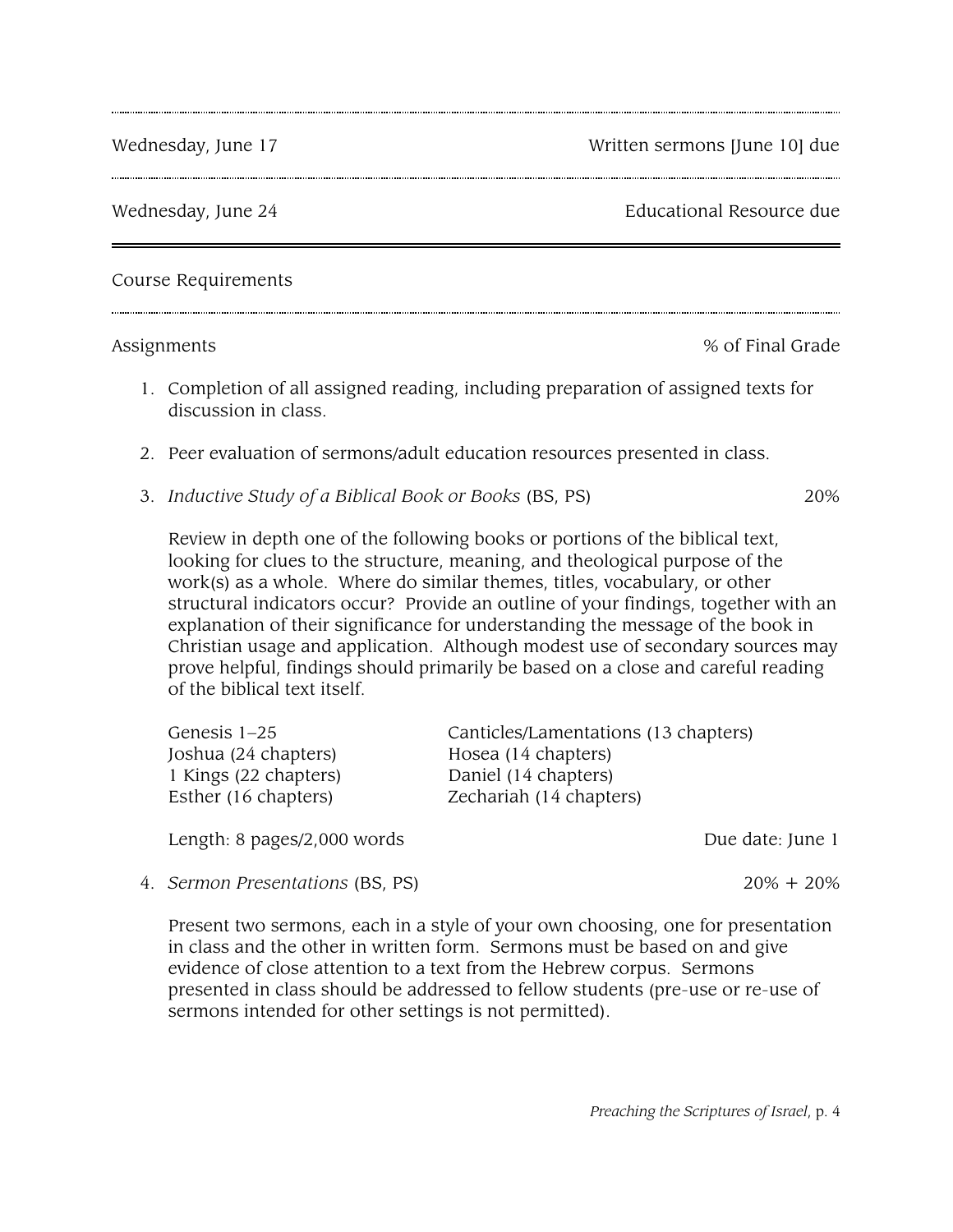| | |
|---|---|
| Wednesday, June 17 | Written sermons [June 10] due |
| Wednesday, June 24 | Educational Resource due |

## Course Requirements

| Assignments | % of Final Grade |
|---|---|

1. Completion of all assigned reading, including preparation of assigned texts for discussion in class.

2. Peer evaluation of sermons/adult education resources presented in class.

3. *Inductive Study of a Biblical Book or Books* (BS, PS) — 20%

   Review in depth one of the following books or portions of the biblical text, looking for clues to the structure, meaning, and theological purpose of the work(s) as a whole. Where do similar themes, titles, vocabulary, or other structural indicators occur? Provide an outline of your findings, together with an explanation of their significance for understanding the message of the book in Christian usage and application. Although modest use of secondary sources may prove helpful, findings should primarily be based on a close and careful reading of the biblical text itself.

   | | |
   |---|---|
   | Genesis 1–25 | Canticles/Lamentations (13 chapters) |
   | Joshua (24 chapters) | Hosea (14 chapters) |
   | 1 Kings (22 chapters) | Daniel (14 chapters) |
   | Esther (16 chapters) | Zechariah (14 chapters) |

   Length: 8 pages/2,000 words — Due date: June 1

4. *Sermon Presentations* (BS, PS) — 20% + 20%

   Present two sermons, each in a style of your own choosing, one for presentation in class and the other in written form. Sermons must be based on and give evidence of close attention to a text from the Hebrew corpus. Sermons presented in class should be addressed to fellow students (pre-use or re-use of sermons intended for other settings is not permitted).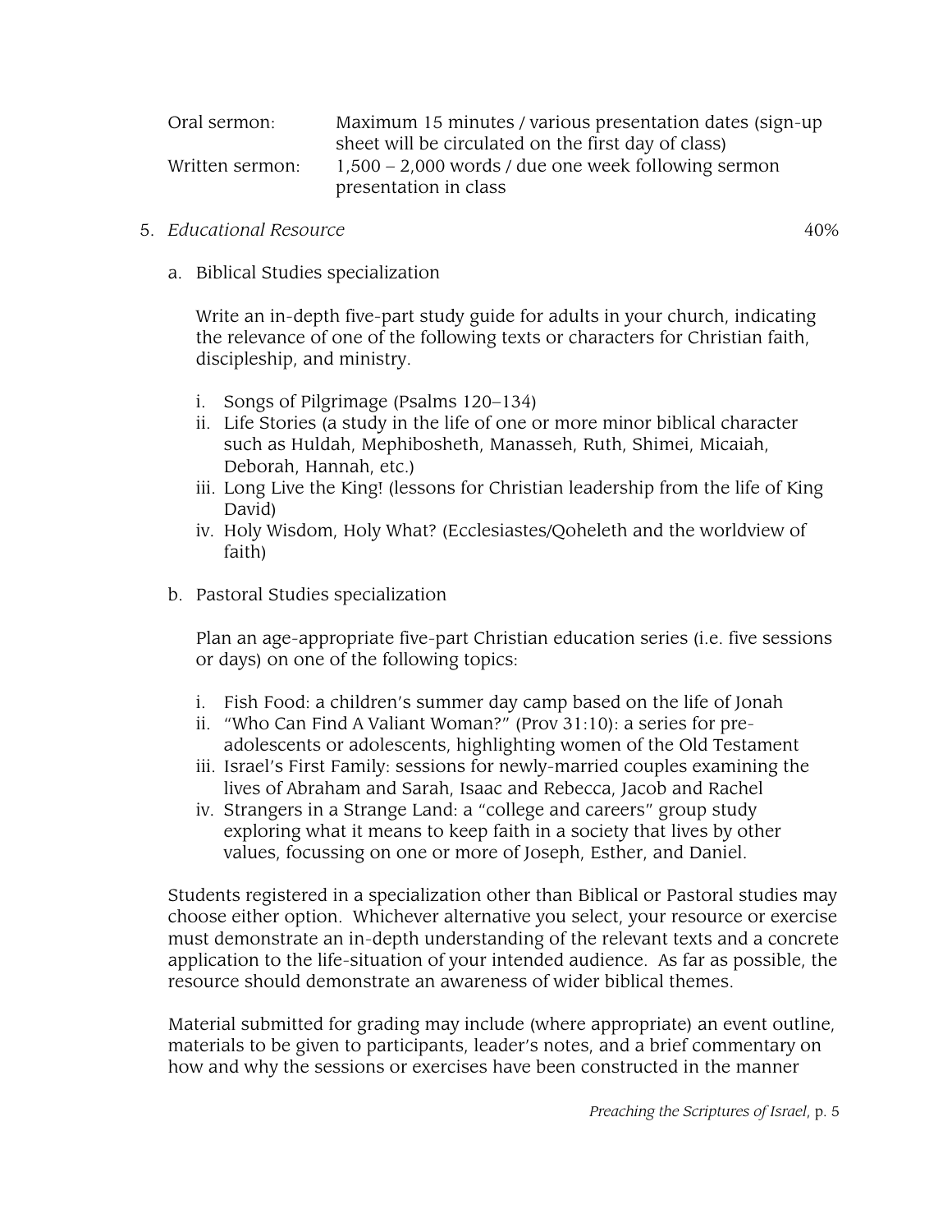| | |
|---|---|
| Oral sermon: | Maximum 15 minutes / various presentation dates (sign-up sheet will be circulated on the first day of class) |
| Written sermon: | 1,500 – 2,000 words / due one week following sermon presentation in class |

5. *Educational Resource* 40%

   a. Biblical Studies specialization

      Write an in-depth five-part study guide for adults in your church, indicating the relevance of one of the following texts or characters for Christian faith, discipleship, and ministry.

      i. Songs of Pilgrimage (Psalms 120–134)
      ii. Life Stories (a study in the life of one or more minor biblical character such as Huldah, Mephibosheth, Manasseh, Ruth, Shimei, Micaiah, Deborah, Hannah, etc.)
      iii. Long Live the King! (lessons for Christian leadership from the life of King David)
      iv. Holy Wisdom, Holy What? (Ecclesiastes/Qoheleth and the worldview of faith)

   b. Pastoral Studies specialization

      Plan an age-appropriate five-part Christian education series (i.e. five sessions or days) on one of the following topics:

      i. Fish Food: a children's summer day camp based on the life of Jonah
      ii. "Who Can Find A Valiant Woman?" (Prov 31:10): a series for pre-adolescents or adolescents, highlighting women of the Old Testament
      iii. Israel's First Family: sessions for newly-married couples examining the lives of Abraham and Sarah, Isaac and Rebecca, Jacob and Rachel
      iv. Strangers in a Strange Land: a "college and careers" group study exploring what it means to keep faith in a society that lives by other values, focussing on one or more of Joseph, Esther, and Daniel.

   Students registered in a specialization other than Biblical or Pastoral studies may choose either option. Whichever alternative you select, your resource or exercise must demonstrate an in-depth understanding of the relevant texts and a concrete application to the life-situation of your intended audience. As far as possible, the resource should demonstrate an awareness of wider biblical themes.

   Material submitted for grading may include (where appropriate) an event outline, materials to be given to participants, leader's notes, and a brief commentary on how and why the sessions or exercises have been constructed in the manner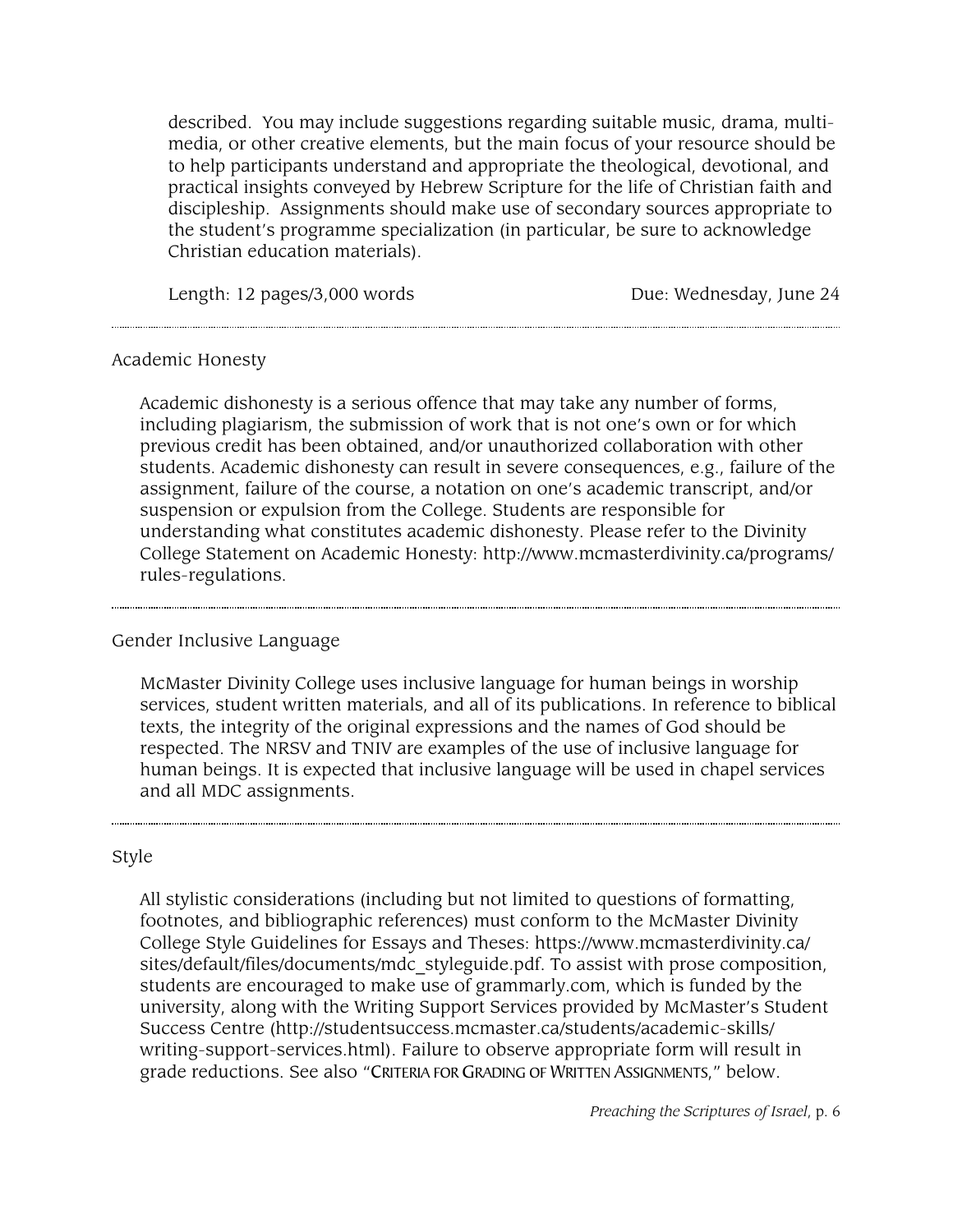described. You may include suggestions regarding suitable music, drama, multi-media, or other creative elements, but the main focus of your resource should be to help participants understand and appropriate the theological, devotional, and practical insights conveyed by Hebrew Scripture for the life of Christian faith and discipleship. Assignments should make use of secondary sources appropriate to the student's programme specialization (in particular, be sure to acknowledge Christian education materials).

Length: 12 pages/3,000 words — Due: Wednesday, June 24

---

## Academic Honesty

Academic dishonesty is a serious offence that may take any number of forms, including plagiarism, the submission of work that is not one's own or for which previous credit has been obtained, and/or unauthorized collaboration with other students. Academic dishonesty can result in severe consequences, e.g., failure of the assignment, failure of the course, a notation on one's academic transcript, and/or suspension or expulsion from the College. Students are responsible for understanding what constitutes academic dishonesty. Please refer to the Divinity College Statement on Academic Honesty: http://www.mcmasterdivinity.ca/programs/rules-regulations.

---

## Gender Inclusive Language

McMaster Divinity College uses inclusive language for human beings in worship services, student written materials, and all of its publications. In reference to biblical texts, the integrity of the original expressions and the names of God should be respected. The NRSV and TNIV are examples of the use of inclusive language for human beings. It is expected that inclusive language will be used in chapel services and all MDC assignments.

---

## Style

All stylistic considerations (including but not limited to questions of formatting, footnotes, and bibliographic references) must conform to the McMaster Divinity College Style Guidelines for Essays and Theses: https://www.mcmasterdivinity.ca/sites/default/files/documents/mdc_styleguide.pdf. To assist with prose composition, students are encouraged to make use of grammarly.com, which is funded by the university, along with the Writing Support Services provided by McMaster's Student Success Centre (http://studentsuccess.mcmaster.ca/students/academic-skills/writing-support-services.html). Failure to observe appropriate form will result in grade reductions. See also "CRITERIA FOR GRADING OF WRITTEN ASSIGNMENTS," below.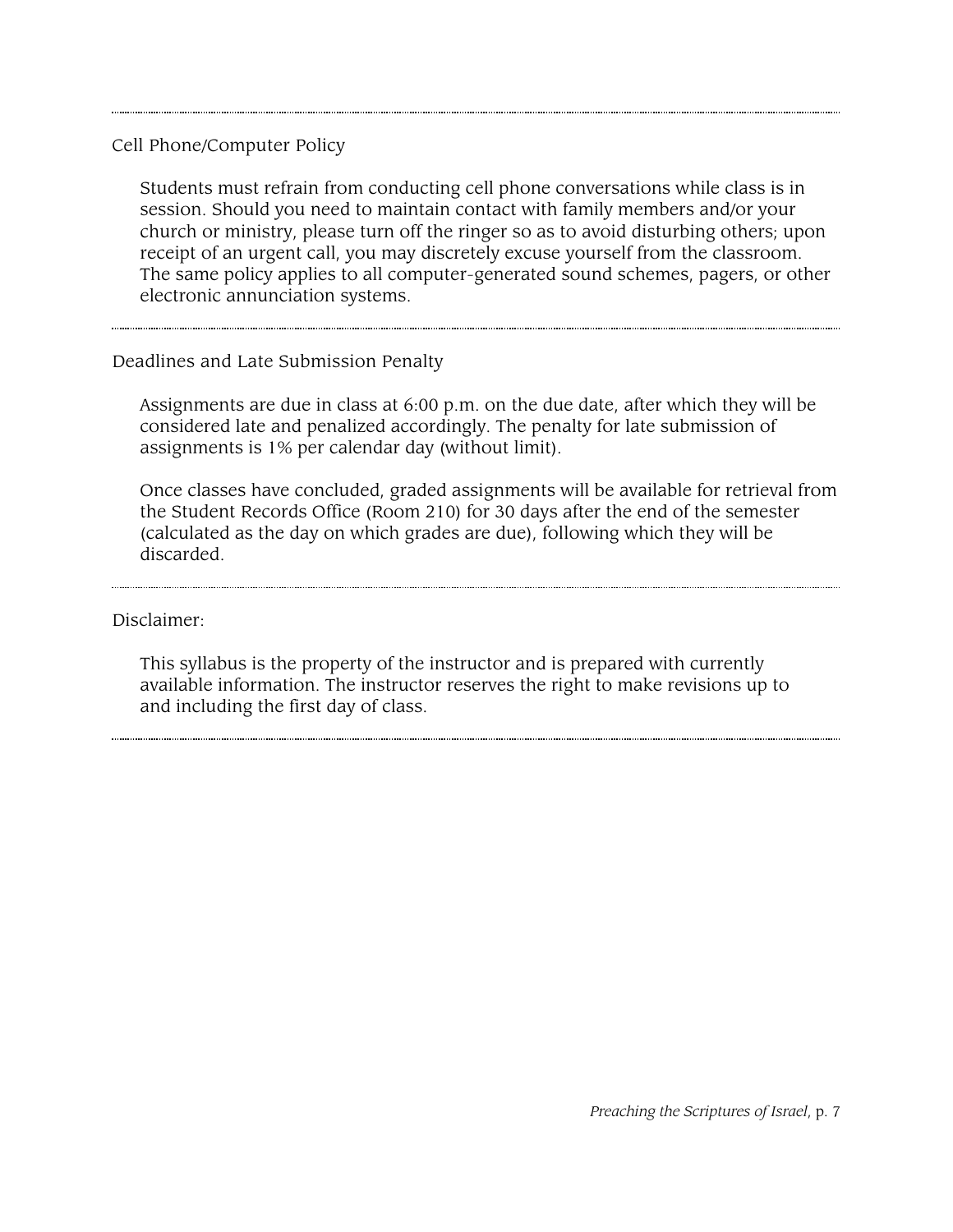## Cell Phone/Computer Policy

Students must refrain from conducting cell phone conversations while class is in session. Should you need to maintain contact with family members and/or your church or ministry, please turn off the ringer so as to avoid disturbing others; upon receipt of an urgent call, you may discretely excuse yourself from the classroom. The same policy applies to all computer-generated sound schemes, pagers, or other electronic annunciation systems.

## Deadlines and Late Submission Penalty

Assignments are due in class at 6:00 p.m. on the due date, after which they will be considered late and penalized accordingly. The penalty for late submission of assignments is 1% per calendar day (without limit).

Once classes have concluded, graded assignments will be available for retrieval from the Student Records Office (Room 210) for 30 days after the end of the semester (calculated as the day on which grades are due), following which they will be discarded.

## Disclaimer:

This syllabus is the property of the instructor and is prepared with currently available information. The instructor reserves the right to make revisions up to and including the first day of class.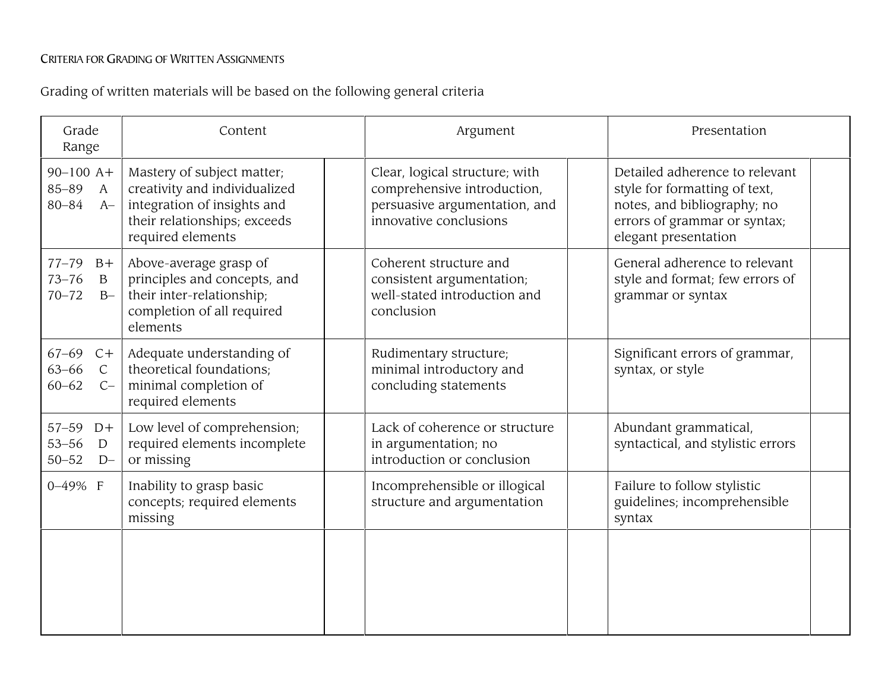## Criteria for Grading of Written Assignments

Grading of written materials will be based on the following general criteria

| Grade Range | Content | | Argument | | Presentation | |
|---|---|---|---|---|---|---|
| 90–100 A+<br>85–89 A<br>80–84 A– | Mastery of subject matter; creativity and individualized integration of insights and their relationships; exceeds required elements | | Clear, logical structure; with comprehensive introduction, persuasive argumentation, and innovative conclusions | | Detailed adherence to relevant style for formatting of text, notes, and bibliography; no errors of grammar or syntax; elegant presentation | |
| 77–79 B+<br>73–76 B<br>70–72 B– | Above-average grasp of principles and concepts, and their inter-relationship; completion of all required elements | | Coherent structure and consistent argumentation; well-stated introduction and conclusion | | General adherence to relevant style and format; few errors of grammar or syntax | |
| 67–69 C+<br>63–66 C<br>60–62 C– | Adequate understanding of theoretical foundations; minimal completion of required elements | | Rudimentary structure; minimal introductory and concluding statements | | Significant errors of grammar, syntax, or style | |
| 57–59 D+<br>53–56 D<br>50–52 D– | Low level of comprehension; required elements incomplete or missing | | Lack of coherence or structure in argumentation; no introduction or conclusion | | Abundant grammatical, syntactical, and stylistic errors | |
| 0–49% F | Inability to grasp basic concepts; required elements missing | | Incomprehensible or illogical structure and argumentation | | Failure to follow stylistic guidelines; incomprehensible syntax | |
| | | | | | | |